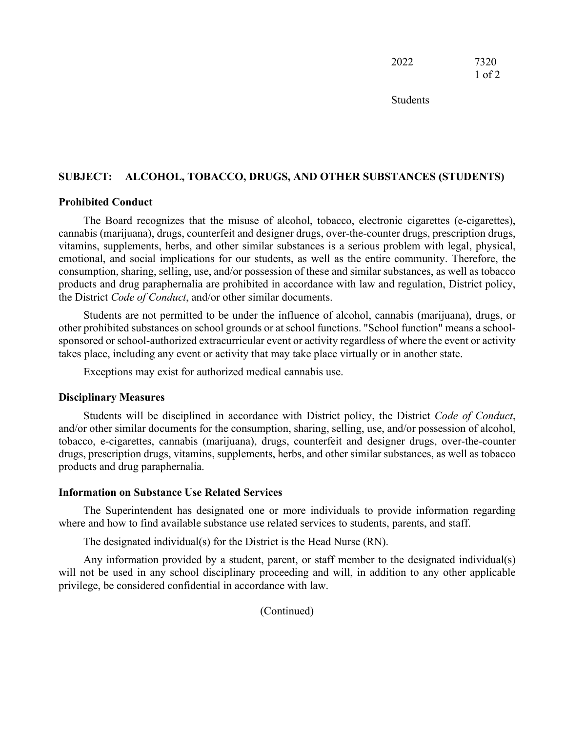## SUBJECT: ALCOHOL, TOBACCO, DRUGS, AND OTHER SUBSTANCES (STUDENTS)

### Prohibited Conduct

The Board recognizes that the misuse of alcohol, tobacco, electronic cigarettes (e-cigarettes), cannabis (marijuana), drugs, counterfeit and designer drugs, over-the-counter drugs, prescription drugs, vitamins, supplements, herbs, and other similar substances is a serious problem with legal, physical, emotional, and social implications for our students, as well as the entire community. Therefore, the consumption, sharing, selling, use, and/or possession of these and similar substances, as well as tobacco products and drug paraphernalia are prohibited in accordance with law and regulation, District policy, the District *Code of Conduct*, and/or other similar documents.

Students are not permitted to be under the influence of alcohol, cannabis (marijuana), drugs, or other prohibited substances on school grounds or at school functions. "School function" means a school-sponsored or school-authorized extracurricular event or activity regardless of where the event or activity takes place, including any event or activity that may take place virtually or in another state.

Exceptions may exist for authorized medical cannabis use.

### Disciplinary Measures

Students will be disciplined in accordance with District policy, the District *Code of Conduct*, and/or other similar documents for the consumption, sharing, selling, use, and/or possession of alcohol, tobacco, e-cigarettes, cannabis (marijuana), drugs, counterfeit and designer drugs, over-the-counter drugs, prescription drugs, vitamins, supplements, herbs, and other similar substances, as well as tobacco products and drug paraphernalia.

### Information on Substance Use Related Services

The Superintendent has designated one or more individuals to provide information regarding where and how to find available substance use related services to students, parents, and staff.

The designated individual(s) for the District is the Head Nurse (RN).

Any information provided by a student, parent, or staff member to the designated individual(s) will not be used in any school disciplinary proceeding and will, in addition to any other applicable privilege, be considered confidential in accordance with law.

(Continued)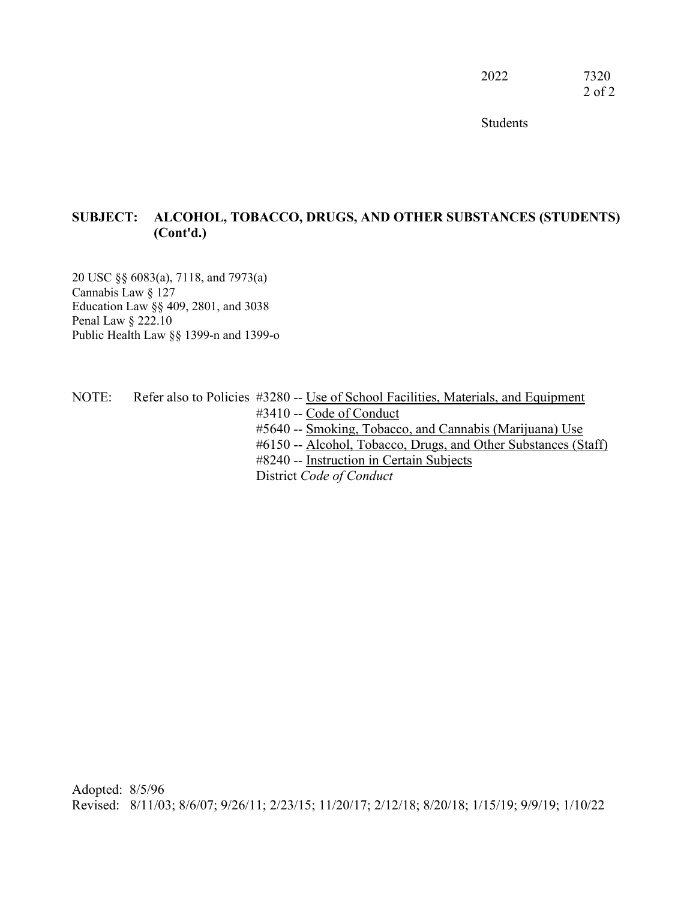**SUBJECT: ALCOHOL, TOBACCO, DRUGS, AND OTHER SUBSTANCES (STUDENTS) (Cont'd.)**

20 USC §§ 6083(a), 7118, and 7973(a)
Cannabis Law § 127
Education Law §§ 409, 2801, and 3038
Penal Law § 222.10
Public Health Law §§ 1399-n and 1399-o

NOTE: Refer also to Policies #3280 -- Use of School Facilities, Materials, and Equipment
#3410 -- Code of Conduct
#5640 -- Smoking, Tobacco, and Cannabis (Marijuana) Use
#6150 -- Alcohol, Tobacco, Drugs, and Other Substances (Staff)
#8240 -- Instruction in Certain Subjects
District *Code of Conduct*

Adopted: 8/5/96
Revised: 8/11/03; 8/6/07; 9/26/11; 2/23/15; 11/20/17; 2/12/18; 8/20/18; 1/15/19; 9/9/19; 1/10/22